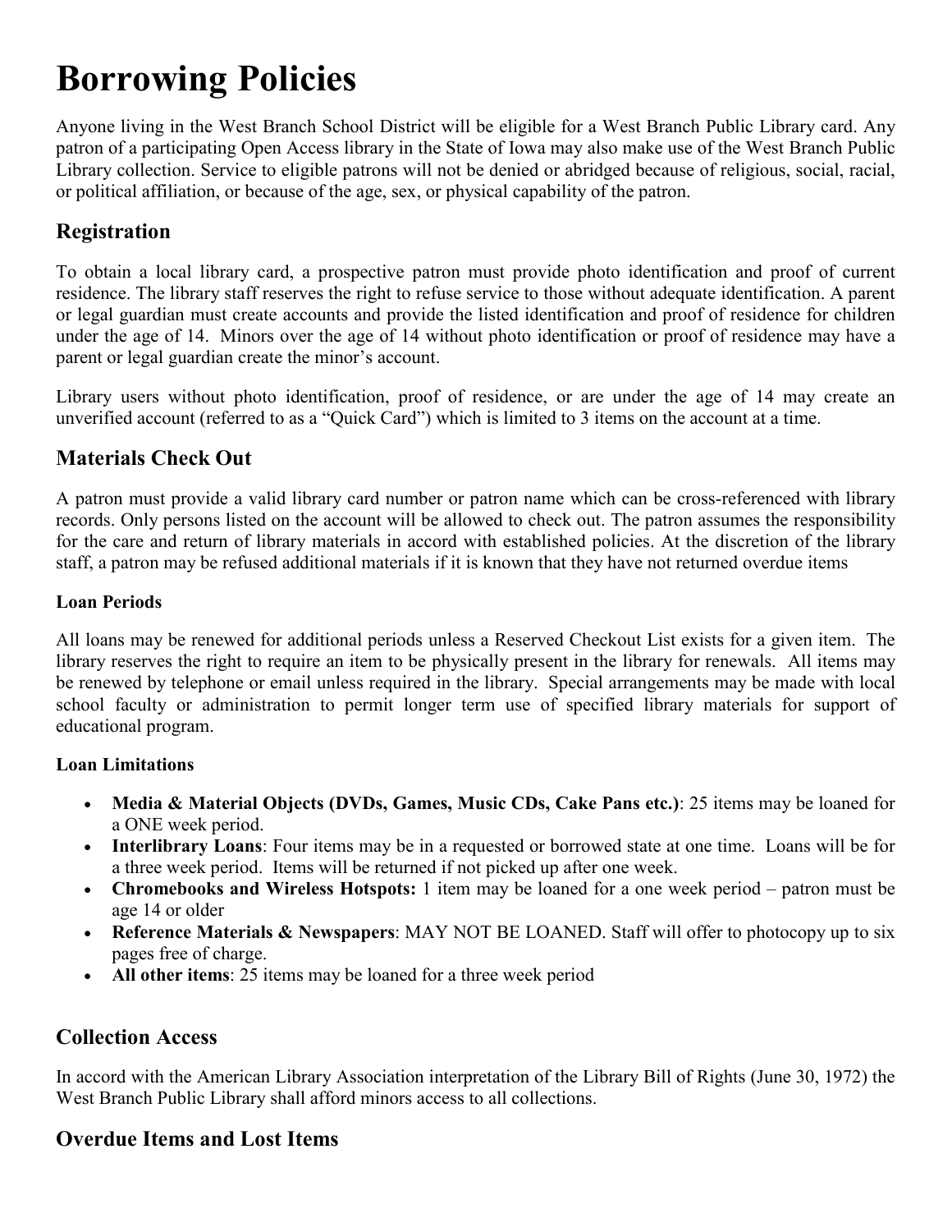# Borrowing Policies

Anyone living in the West Branch School District will be eligible for a West Branch Public Library card. Any patron of a participating Open Access library in the State of Iowa may also make use of the West Branch Public Library collection. Service to eligible patrons will not be denied or abridged because of religious, social, racial, or political affiliation, or because of the age, sex, or physical capability of the patron.

## Registration

To obtain a local library card, a prospective patron must provide photo identification and proof of current residence. The library staff reserves the right to refuse service to those without adequate identification. A parent or legal guardian must create accounts and provide the listed identification and proof of residence for children under the age of 14. Minors over the age of 14 without photo identification or proof of residence may have a parent or legal guardian create the minor's account.

Library users without photo identification, proof of residence, or are under the age of 14 may create an unverified account (referred to as a "Quick Card") which is limited to 3 items on the account at a time.

## Materials Check Out

A patron must provide a valid library card number or patron name which can be cross-referenced with library records. Only persons listed on the account will be allowed to check out. The patron assumes the responsibility for the care and return of library materials in accord with established policies. At the discretion of the library staff, a patron may be refused additional materials if it is known that they have not returned overdue items

### Loan Periods

All loans may be renewed for additional periods unless a Reserved Checkout List exists for a given item. The library reserves the right to require an item to be physically present in the library for renewals. All items may be renewed by telephone or email unless required in the library. Special arrangements may be made with local school faculty or administration to permit longer term use of specified library materials for support of educational program.

### Loan Limitations

- **Media & Material Objects (DVDs, Games, Music CDs, Cake Pans etc.)**: 25 items may be loaned for a ONE week period.
- **Interlibrary Loans**: Four items may be in a requested or borrowed state at one time. Loans will be for a three week period. Items will be returned if not picked up after one week.
- **Chromebooks and Wireless Hotspots:** 1 item may be loaned for a one week period – patron must be age 14 or older
- **Reference Materials & Newspapers**: MAY NOT BE LOANED. Staff will offer to photocopy up to six pages free of charge.
- **All other items**: 25 items may be loaned for a three week period

## Collection Access

In accord with the American Library Association interpretation of the Library Bill of Rights (June 30, 1972) the West Branch Public Library shall afford minors access to all collections.

## Overdue Items and Lost Items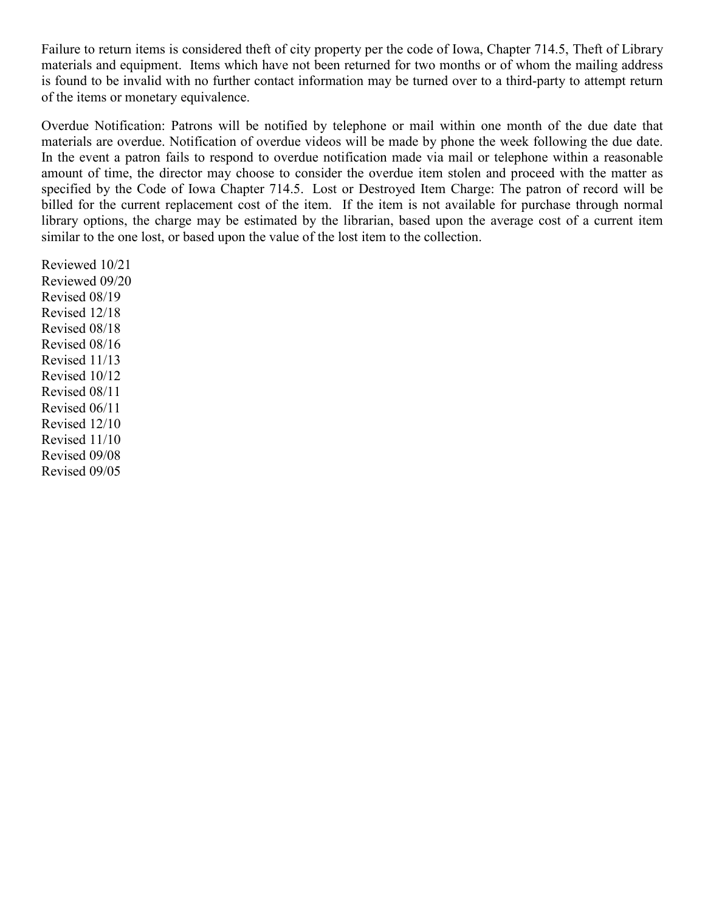Failure to return items is considered theft of city property per the code of Iowa, Chapter 714.5, Theft of Library materials and equipment. Items which have not been returned for two months or of whom the mailing address is found to be invalid with no further contact information may be turned over to a third-party to attempt return of the items or monetary equivalence.

Overdue Notification: Patrons will be notified by telephone or mail within one month of the due date that materials are overdue. Notification of overdue videos will be made by phone the week following the due date. In the event a patron fails to respond to overdue notification made via mail or telephone within a reasonable amount of time, the director may choose to consider the overdue item stolen and proceed with the matter as specified by the Code of Iowa Chapter 714.5. Lost or Destroyed Item Charge: The patron of record will be billed for the current replacement cost of the item. If the item is not available for purchase through normal library options, the charge may be estimated by the librarian, based upon the average cost of a current item similar to the one lost, or based upon the value of the lost item to the collection.

Reviewed 10/21
Reviewed 09/20
Revised 08/19
Revised 12/18
Revised 08/18
Revised 08/16
Revised 11/13
Revised 10/12
Revised 08/11
Revised 06/11
Revised 12/10
Revised 11/10
Revised 09/08
Revised 09/05